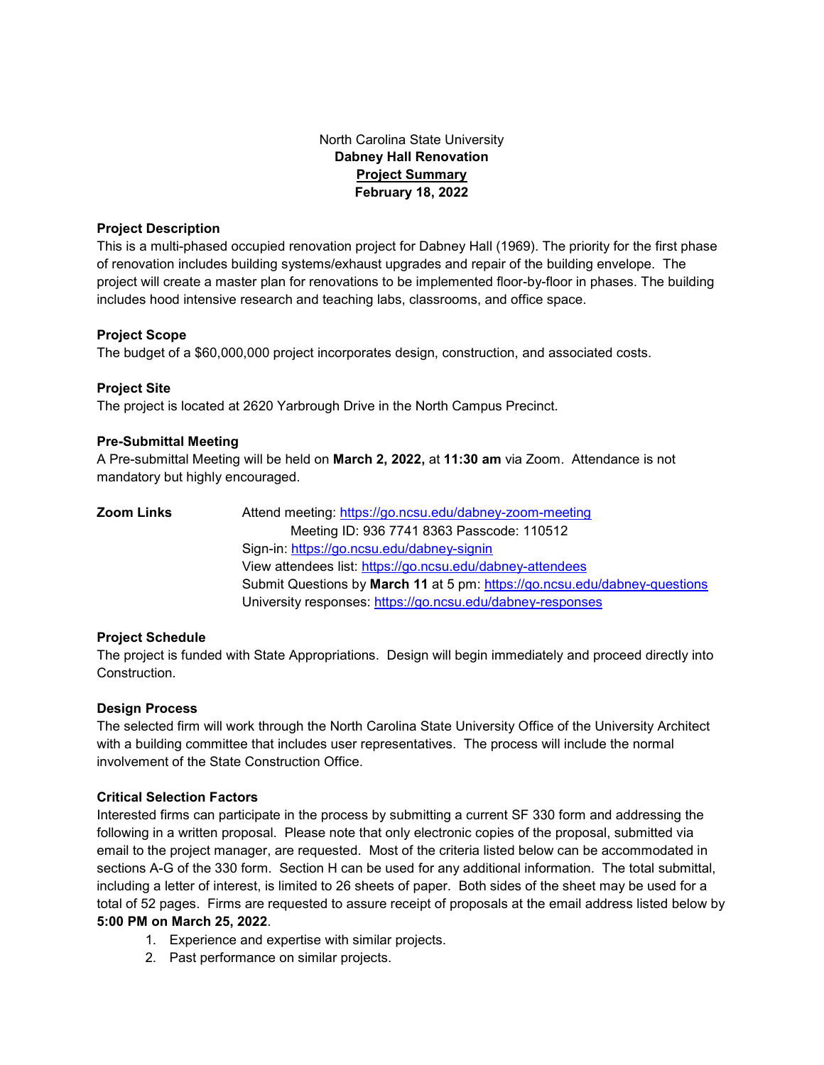North Carolina State University

**Dabney Hall Renovation**

**Project Summary**

**February 18, 2022**

**Project Description**

This is a multi-phased occupied renovation project for Dabney Hall (1969). The priority for the first phase of renovation includes building systems/exhaust upgrades and repair of the building envelope. The project will create a master plan for renovations to be implemented floor-by-floor in phases. The building includes hood intensive research and teaching labs, classrooms, and office space.

**Project Scope**

The budget of a $60,000,000 project incorporates design, construction, and associated costs.

**Project Site**

The project is located at 2620 Yarbrough Drive in the North Campus Precinct.

**Pre-Submittal Meeting**

A Pre-submittal Meeting will be held on **March 2, 2022,** at **11:30 am** via Zoom. Attendance is not mandatory but highly encouraged.

**Zoom Links**

Attend meeting: https://go.ncsu.edu/dabney-zoom-meeting
Meeting ID: 936 7741 8363 Passcode: 110512
Sign-in: https://go.ncsu.edu/dabney-signin
View attendees list: https://go.ncsu.edu/dabney-attendees
Submit Questions by **March 11** at 5 pm: https://go.ncsu.edu/dabney-questions
University responses: https://go.ncsu.edu/dabney-responses

**Project Schedule**

The project is funded with State Appropriations. Design will begin immediately and proceed directly into Construction.

**Design Process**

The selected firm will work through the North Carolina State University Office of the University Architect with a building committee that includes user representatives. The process will include the normal involvement of the State Construction Office.

**Critical Selection Factors**

Interested firms can participate in the process by submitting a current SF 330 form and addressing the following in a written proposal. Please note that only electronic copies of the proposal, submitted via email to the project manager, are requested. Most of the criteria listed below can be accommodated in sections A-G of the 330 form. Section H can be used for any additional information. The total submittal, including a letter of interest, is limited to 26 sheets of paper. Both sides of the sheet may be used for a total of 52 pages. Firms are requested to assure receipt of proposals at the email address listed below by **5:00 PM on March 25, 2022**.

1. Experience and expertise with similar projects.
2. Past performance on similar projects.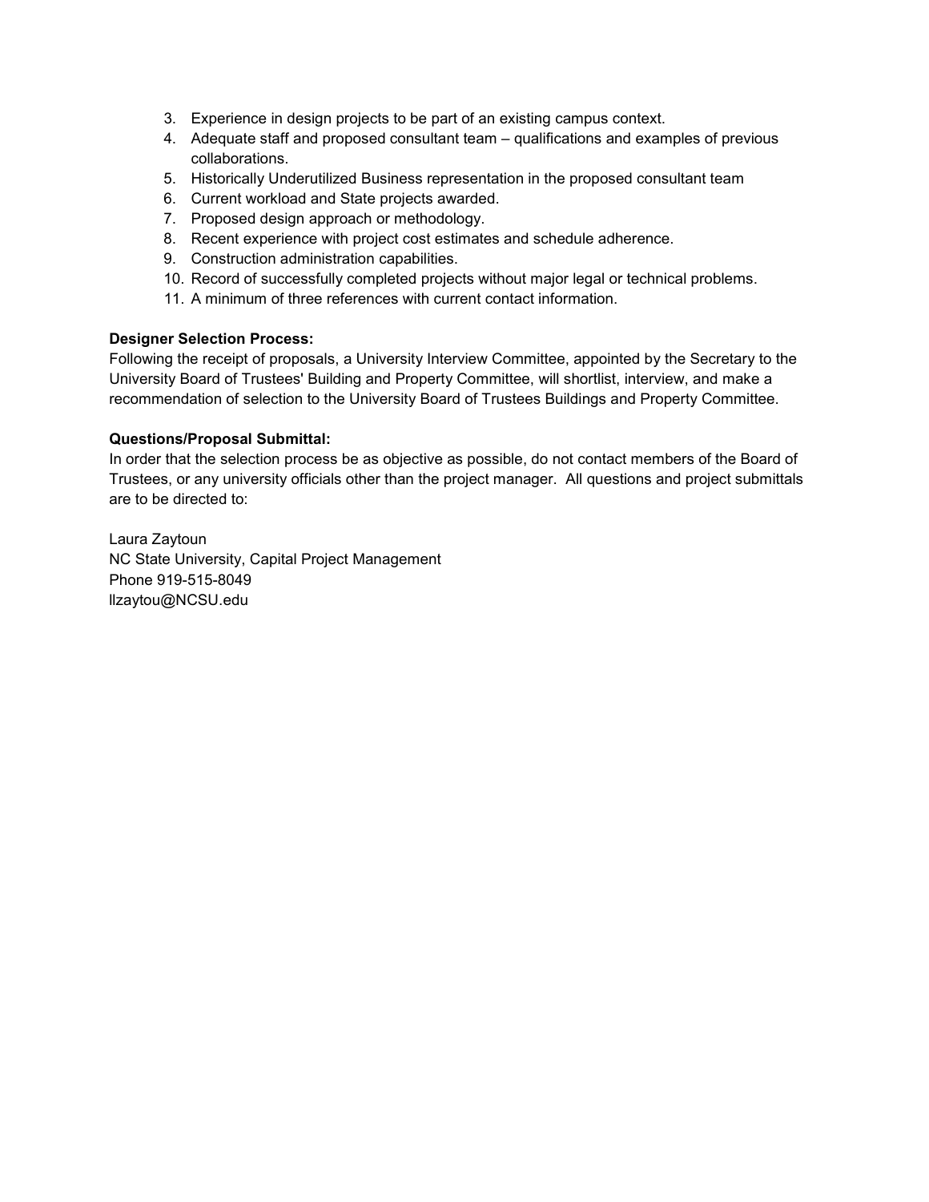3. Experience in design projects to be part of an existing campus context.
4. Adequate staff and proposed consultant team – qualifications and examples of previous collaborations.
5. Historically Underutilized Business representation in the proposed consultant team
6. Current workload and State projects awarded.
7. Proposed design approach or methodology.
8. Recent experience with project cost estimates and schedule adherence.
9. Construction administration capabilities.
10. Record of successfully completed projects without major legal or technical problems.
11. A minimum of three references with current contact information.

**Designer Selection Process:**
Following the receipt of proposals, a University Interview Committee, appointed by the Secretary to the University Board of Trustees' Building and Property Committee, will shortlist, interview, and make a recommendation of selection to the University Board of Trustees Buildings and Property Committee.

**Questions/Proposal Submittal:**
In order that the selection process be as objective as possible, do not contact members of the Board of Trustees, or any university officials other than the project manager. All questions and project submittals are to be directed to:

Laura Zaytoun
NC State University, Capital Project Management
Phone 919-515-8049
llzaytou@NCSU.edu